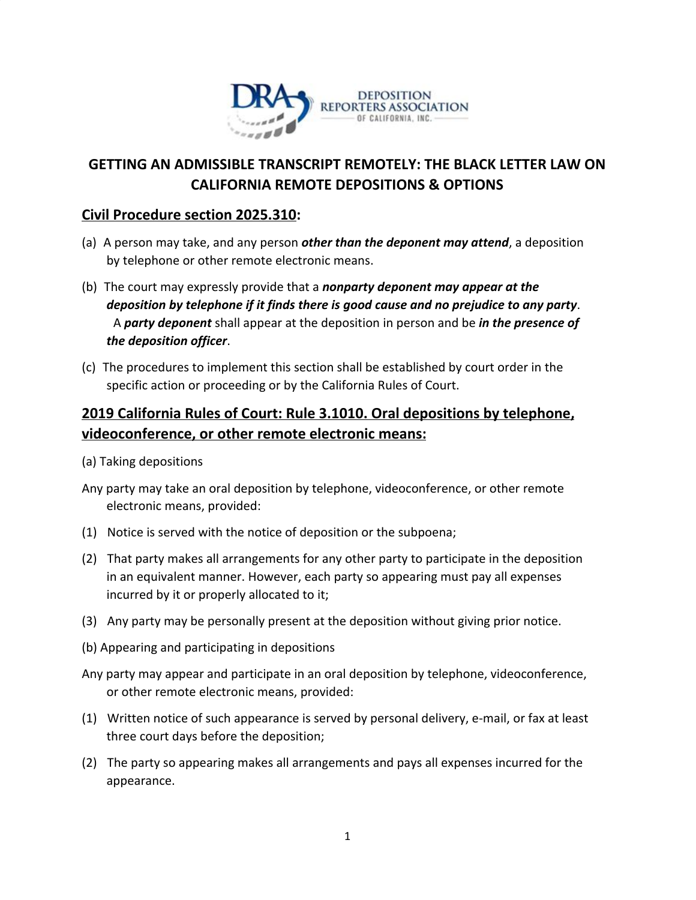# GETTING AN ADMISSIBLE TRANSCRIPT REMOTELY: THE BLACK LETTER LAW ON CALIFORNIA REMOTE DEPOSITIONS & OPTIONS

## <u>Civil Procedure section 2025.310</u>:

(a) A person may take, and any person ***other than the deponent may attend***, a deposition by telephone or other remote electronic means.

(b) The court may expressly provide that a ***nonparty deponent may appear at the deposition by telephone if it finds there is good cause and no prejudice to any party***. A ***party deponent*** shall appear at the deposition in person and be ***in the presence of the deposition officer***.

(c) The procedures to implement this section shall be established by court order in the specific action or proceeding or by the California Rules of Court.

## <u>2019 California Rules of Court: Rule 3.1010. Oral depositions by telephone, videoconference, or other remote electronic means:</u>

(a) Taking depositions

Any party may take an oral deposition by telephone, videoconference, or other remote electronic means, provided:

(1) Notice is served with the notice of deposition or the subpoena;

(2) That party makes all arrangements for any other party to participate in the deposition in an equivalent manner. However, each party so appearing must pay all expenses incurred by it or properly allocated to it;

(3) Any party may be personally present at the deposition without giving prior notice.

(b) Appearing and participating in depositions

Any party may appear and participate in an oral deposition by telephone, videoconference, or other remote electronic means, provided:

(1) Written notice of such appearance is served by personal delivery, e-mail, or fax at least three court days before the deposition;

(2) The party so appearing makes all arrangements and pays all expenses incurred for the appearance.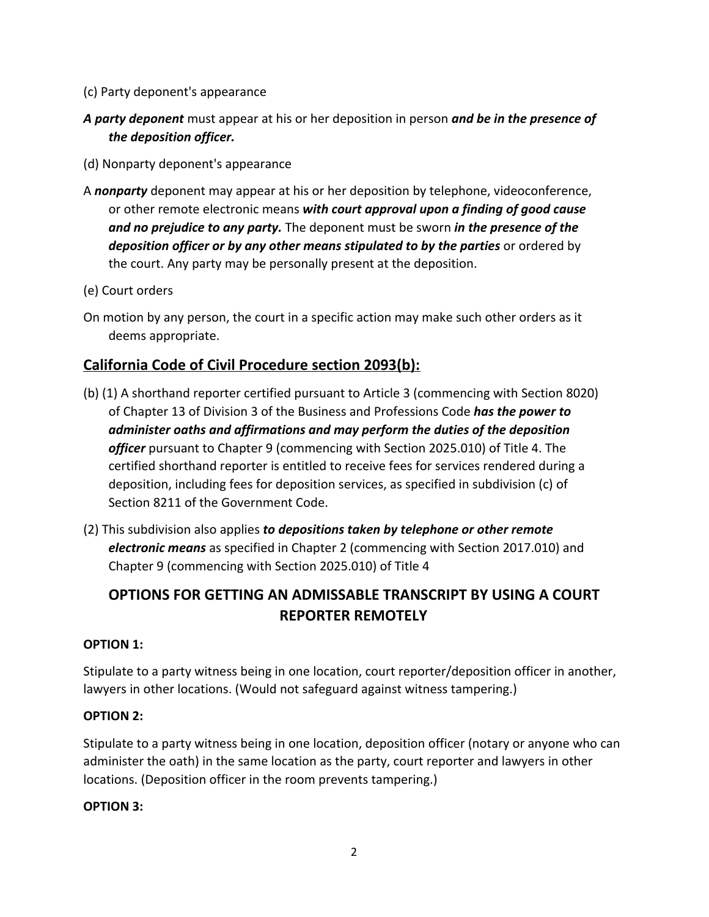(c) Party deponent's appearance

***A party deponent*** must appear at his or her deposition in person ***and be in the presence of the deposition officer.***

(d) Nonparty deponent's appearance

A ***nonparty*** deponent may appear at his or her deposition by telephone, videoconference, or other remote electronic means ***with court approval upon a finding of good cause and no prejudice to any party.*** The deponent must be sworn ***in the presence of the deposition officer or by any other means stipulated to by the parties*** or ordered by the court. Any party may be personally present at the deposition.

(e) Court orders

On motion by any person, the court in a specific action may make such other orders as it deems appropriate.

## California Code of Civil Procedure section 2093(b):

(b) (1) A shorthand reporter certified pursuant to Article 3 (commencing with Section 8020) of Chapter 13 of Division 3 of the Business and Professions Code ***has the power to administer oaths and affirmations and may perform the duties of the deposition officer*** pursuant to Chapter 9 (commencing with Section 2025.010) of Title 4. The certified shorthand reporter is entitled to receive fees for services rendered during a deposition, including fees for deposition services, as specified in subdivision (c) of Section 8211 of the Government Code.

(2) This subdivision also applies ***to depositions taken by telephone or other remote electronic means*** as specified in Chapter 2 (commencing with Section 2017.010) and Chapter 9 (commencing with Section 2025.010) of Title 4

## OPTIONS FOR GETTING AN ADMISSABLE TRANSCRIPT BY USING A COURT REPORTER REMOTELY

**OPTION 1:**

Stipulate to a party witness being in one location, court reporter/deposition officer in another, lawyers in other locations. (Would not safeguard against witness tampering.)

**OPTION 2:**

Stipulate to a party witness being in one location, deposition officer (notary or anyone who can administer the oath) in the same location as the party, court reporter and lawyers in other locations. (Deposition officer in the room prevents tampering.)

**OPTION 3:**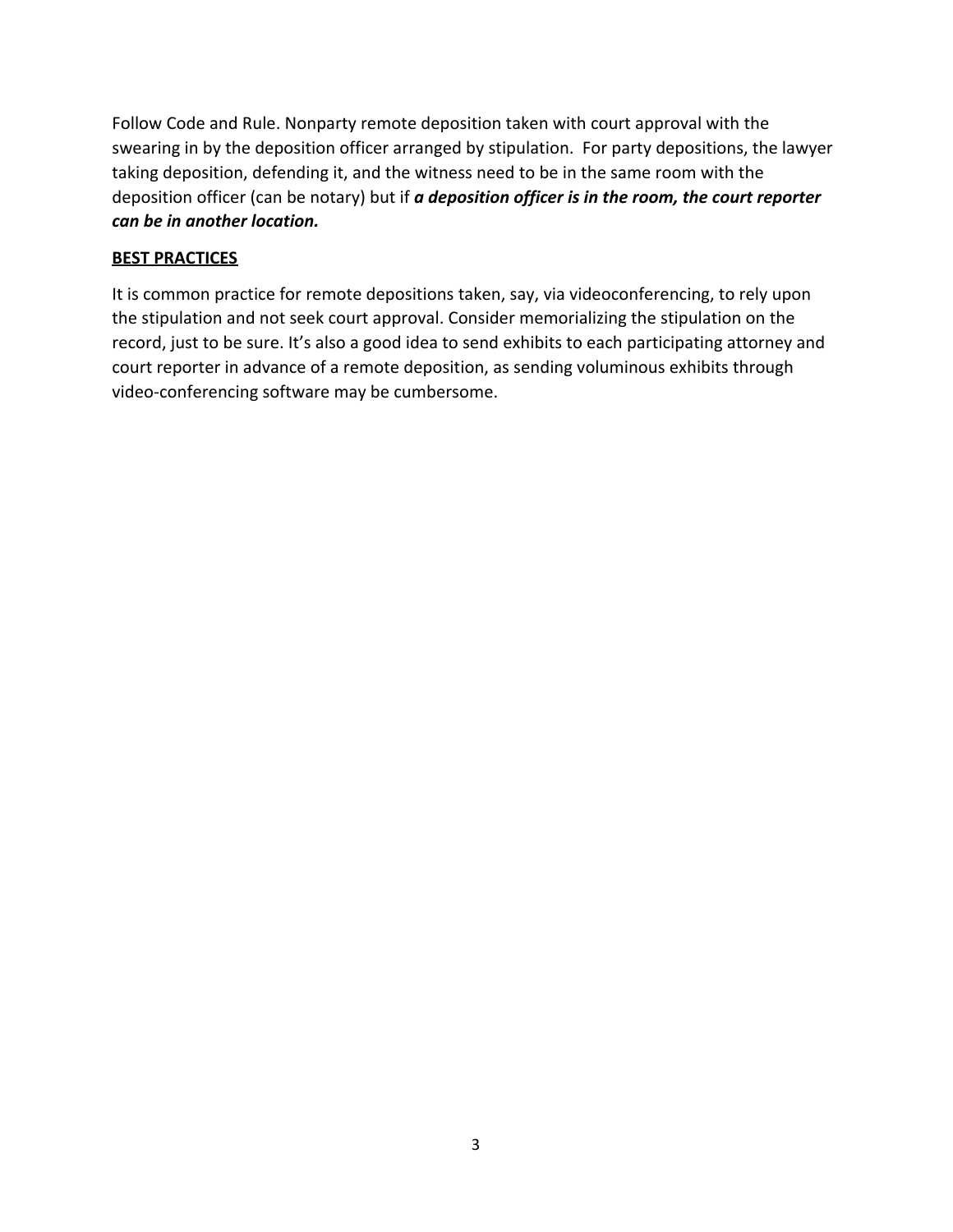Follow Code and Rule. Nonparty remote deposition taken with court approval with the swearing in by the deposition officer arranged by stipulation.  For party depositions, the lawyer taking deposition, defending it, and the witness need to be in the same room with the deposition officer (can be notary) but if ***a deposition officer is in the room, the court reporter can be in another location.***

**BEST PRACTICES**

It is common practice for remote depositions taken, say, via videoconferencing, to rely upon the stipulation and not seek court approval. Consider memorializing the stipulation on the record, just to be sure. It's also a good idea to send exhibits to each participating attorney and court reporter in advance of a remote deposition, as sending voluminous exhibits through video-conferencing software may be cumbersome.